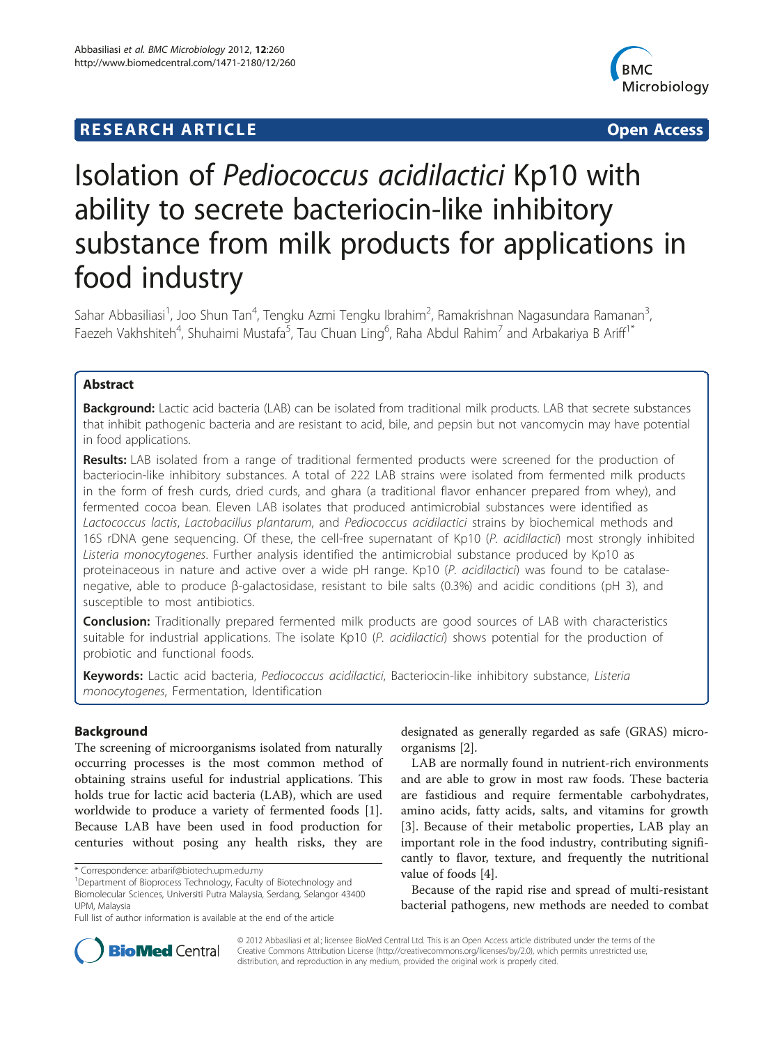**RESEARCH ARTICLE** **Open Access**

# Isolation of *Pediococcus acidilactici* Kp10 with ability to secrete bacteriocin-like inhibitory substance from milk products for applications in food industry

Sahar Abbasiliasi[1], Joo Shun Tan[4], Tengku Azmi Tengku Ibrahim[2], Ramakrishnan Nagasundara Ramanan[3], Faezeh Vakhshiteh[4], Shuhaimi Mustafa[5], Tau Chuan Ling[6], Raha Abdul Rahim[7] and Arbakariya B Ariff[1*]

## Abstract

**Background:** Lactic acid bacteria (LAB) can be isolated from traditional milk products. LAB that secrete substances that inhibit pathogenic bacteria and are resistant to acid, bile, and pepsin but not vancomycin may have potential in food applications.

**Results:** LAB isolated from a range of traditional fermented products were screened for the production of bacteriocin-like inhibitory substances. A total of 222 LAB strains were isolated from fermented milk products in the form of fresh curds, dried curds, and ghara (a traditional flavor enhancer prepared from whey), and fermented cocoa bean. Eleven LAB isolates that produced antimicrobial substances were identified as *Lactococcus lactis*, *Lactobacillus plantarum*, and *Pediococcus acidilactici* strains by biochemical methods and 16S rDNA gene sequencing. Of these, the cell-free supernatant of Kp10 (*P. acidilactici*) most strongly inhibited *Listeria monocytogenes*. Further analysis identified the antimicrobial substance produced by Kp10 as proteinaceous in nature and active over a wide pH range. Kp10 (*P. acidilactici*) was found to be catalase-negative, able to produce β-galactosidase, resistant to bile salts (0.3%) and acidic conditions (pH 3), and susceptible to most antibiotics.

**Conclusion:** Traditionally prepared fermented milk products are good sources of LAB with characteristics suitable for industrial applications. The isolate Kp10 (*P. acidilactici*) shows potential for the production of probiotic and functional foods.

**Keywords:** Lactic acid bacteria, *Pediococcus acidilactici*, Bacteriocin-like inhibitory substance, *Listeria monocytogenes*, Fermentation, Identification

## Background

The screening of microorganisms isolated from naturally occurring processes is the most common method of obtaining strains useful for industrial applications. This holds true for lactic acid bacteria (LAB), which are used worldwide to produce a variety of fermented foods [1]. Because LAB have been used in food production for centuries without posing any health risks, they are designated as generally regarded as safe (GRAS) microorganisms [2].

LAB are normally found in nutrient-rich environments and are able to grow in most raw foods. These bacteria are fastidious and require fermentable carbohydrates, amino acids, fatty acids, salts, and vitamins for growth [3]. Because of their metabolic properties, LAB play an important role in the food industry, contributing significantly to flavor, texture, and frequently the nutritional value of foods [4].

Because of the rapid rise and spread of multi-resistant bacterial pathogens, new methods are needed to combat

\* Correspondence: arbarif@biotech.upm.edu.my
[1]Department of Bioprocess Technology, Faculty of Biotechnology and Biomolecular Sciences, Universiti Putra Malaysia, Serdang, Selangor 43400 UPM, Malaysia
Full list of author information is available at the end of the article

© 2012 Abbasiliasi et al.; licensee BioMed Central Ltd. This is an Open Access article distributed under the terms of the Creative Commons Attribution License (http://creativecommons.org/licenses/by/2.0), which permits unrestricted use, distribution, and reproduction in any medium, provided the original work is properly cited.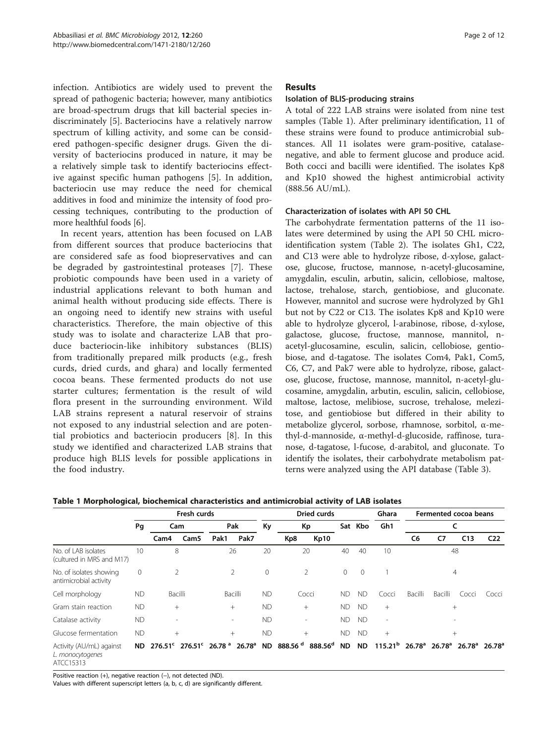infection. Antibiotics are widely used to prevent the spread of pathogenic bacteria; however, many antibiotics are broad-spectrum drugs that kill bacterial species indiscriminately [5]. Bacteriocins have a relatively narrow spectrum of killing activity, and some can be considered pathogen-specific designer drugs. Given the diversity of bacteriocins produced in nature, it may be a relatively simple task to identify bacteriocins effective against specific human pathogens [5]. In addition, bacteriocin use may reduce the need for chemical additives in food and minimize the intensity of food processing techniques, contributing to the production of more healthful foods [6].

In recent years, attention has been focused on LAB from different sources that produce bacteriocins that are considered safe as food biopreservatives and can be degraded by gastrointestinal proteases [7]. These probiotic compounds have been used in a variety of industrial applications relevant to both human and animal health without producing side effects. There is an ongoing need to identify new strains with useful characteristics. Therefore, the main objective of this study was to isolate and characterize LAB that produce bacteriocin-like inhibitory substances (BLIS) from traditionally prepared milk products (e.g., fresh curds, dried curds, and ghara) and locally fermented cocoa beans. These fermented products do not use starter cultures; fermentation is the result of wild flora present in the surrounding environment. Wild LAB strains represent a natural reservoir of strains not exposed to any industrial selection and are potential probiotics and bacteriocin producers [8]. In this study we identified and characterized LAB strains that produce high BLIS levels for possible applications in the food industry.

## Results

### Isolation of BLIS-producing strains

A total of 222 LAB strains were isolated from nine test samples (Table 1). After preliminary identification, 11 of these strains were found to produce antimicrobial substances. All 11 isolates were gram-positive, catalase-negative, and able to ferment glucose and produce acid. Both cocci and bacilli were identified. The isolates Kp8 and Kp10 showed the highest antimicrobial activity (888.56 AU/mL).

### Characterization of isolates with API 50 CHL

The carbohydrate fermentation patterns of the 11 isolates were determined by using the API 50 CHL micro-identification system (Table 2). The isolates Gh1, C22, and C13 were able to hydrolyze ribose, d-xylose, galactose, glucose, fructose, mannose, n-acetyl-glucosamine, amygdalin, esculin, arbutin, salicin, cellobiose, maltose, lactose, trehalose, starch, gentiobiose, and gluconate. However, mannitol and sucrose were hydrolyzed by Gh1 but not by C22 or C13. The isolates Kp8 and Kp10 were able to hydrolyze glycerol, l-arabinose, ribose, d-xylose, galactose, glucose, fructose, mannose, mannitol, n-acetyl-glucosamine, esculin, salicin, cellobiose, gentiobiose, and d-tagatose. The isolates Com4, Pak1, Com5, C6, C7, and Pak7 were able to hydrolyze, ribose, galactose, glucose, fructose, mannose, mannitol, n-acetyl-glucosamine, amygdalin, arbutin, esculin, salicin, cellobiose, maltose, lactose, melibiose, sucrose, trehalose, melezitose, and gentiobiose but differed in their ability to metabolize glycerol, sorbose, rhamnose, sorbitol, α-methyl-d-mannoside, α-methyl-d-glucoside, raffinose, turanose, d-tagatose, l-fucose, d-arabitol, and gluconate. To identify the isolates, their carbohydrate metabolism patterns were analyzed using the API database (Table 3).

**Table 1 Morphological, biochemical characteristics and antimicrobial activity of LAB isolates**

| | Fresh curds | | | | | Dried curds | | | | | Ghara | Fermented cocoa beans | | | |
|---|---|---|---|---|---|---|---|---|---|---|---|---|---|---|---|
| | Pg | Cam | | Pak | | Ky | Kp | | Sat | Kbo | Gh1 | C | | | |
| | | Cam4 | Cam5 | Pak1 | Pak7 | | Kp8 | Kp10 | | | | C6 | C7 | C13 | C22 |
| No. of LAB isolates (cultured in MRS and M17) | 10 | 8 | | 26 | | 20 | 20 | | 40 | 40 | 10 | 48 | | | |
| No. of isolates showing antimicrobial activity | 0 | 2 | | 2 | | 0 | 2 | | 0 | 0 | 1 | 4 | | | |
| Cell morphology | ND | Bacilli | | Bacilli | | ND | Cocci | | ND | ND | Cocci | Bacilli | Bacilli | Cocci | Cocci |
| Gram stain reaction | ND | + | | + | | ND | + | | ND | ND | + | + | | | |
| Catalase activity | ND | - | | - | | ND | - | | ND | ND | - | - | | | |
| Glucose fermentation | ND | + | | + | | ND | + | | ND | ND | + | + | | | |
| Activity (AU/mL) against *L. monocytogenes* ATCC15313 | **ND** | **$276.51^{c}$** | **$276.51^{c}$** | **$26.78^{a}$** | **$26.78^{a}$** | **ND** | **$888.56^{d}$** | **$888.56^{d}$** | **ND** | **ND** | **$115.21^{b}$** | **$26.78^{a}$** | **$26.78^{a}$** | **$26.78^{a}$** | **$26.78^{a}$** |

Positive reaction (+), negative reaction (–), not detected (ND).
Values with different superscript letters (a, b, c, d) are significantly different.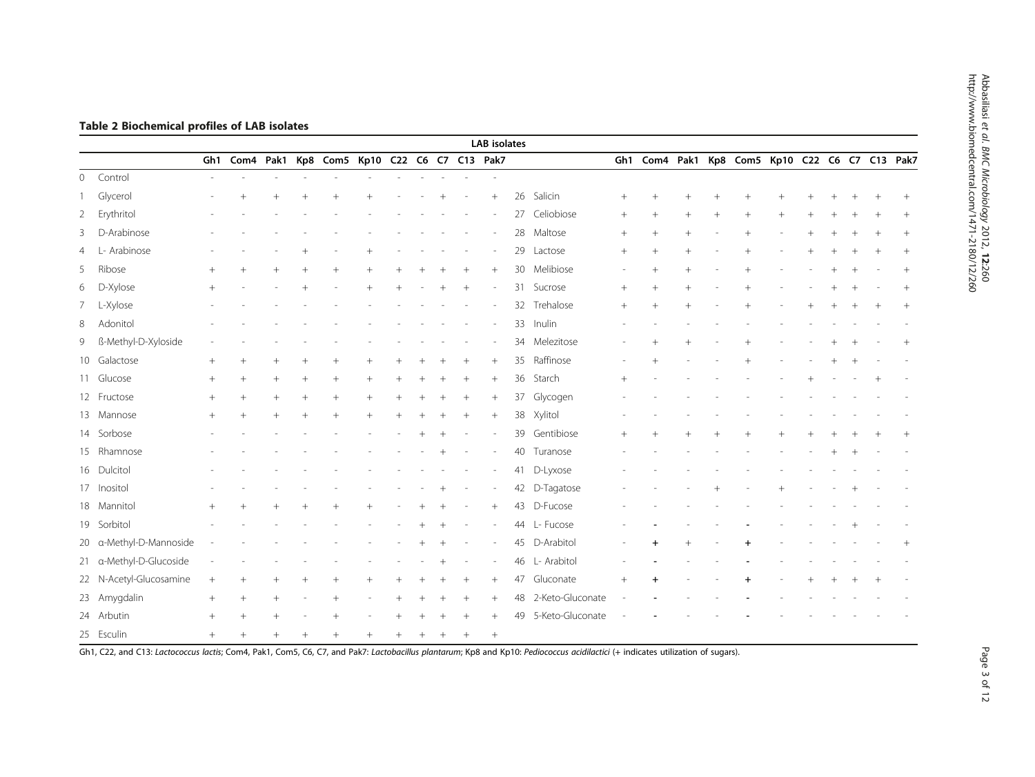**Table 2 Biochemical profiles of LAB isolates**

| | | LAB isolates | | | | | | | | | | | | | | | | | | | | | | | | |
|---|---|---|---|---|---|---|---|---|---|---|---|---|---|---|---|---|---|---|---|---|---|---|---|---|---|---|
| | | Gh1 | Com4 | Pak1 | Kp8 | Com5 | Kp10 | C22 | C6 | C7 | C13 | Pak7 | | | Gh1 | Com4 | Pak1 | Kp8 | Com5 | Kp10 | C22 | C6 | C7 | C13 | Pak7 |
| 0 | Control | - | - | - | - | - | - | - | - | - | - | - | | | | | | | | | | | | | |
| 1 | Glycerol | - | + | + | + | + | + | - | - | + | - | + | 26 | Salicin | + | + | + | + | + | + | + | + | + | + | + |
| 2 | Erythritol | - | - | - | - | - | - | - | - | - | - | - | 27 | Celiobiose | + | + | + | + | + | + | + | + | + | + | + |
| 3 | D-Arabinose | - | - | - | - | - | - | - | - | - | - | - | 28 | Maltose | + | + | + | - | + | - | + | + | + | + | + |
| 4 | L- Arabinose | - | - | - | + | - | + | - | - | - | - | - | 29 | Lactose | + | + | + | - | + | - | + | + | + | + | + |
| 5 | Ribose | + | + | + | + | + | + | + | + | + | + | + | 30 | Melibiose | - | + | + | - | + | - | - | + | + | - | + |
| 6 | D-Xylose | + | - | - | + | - | + | + | - | + | + | - | 31 | Sucrose | + | + | + | - | + | - | - | + | + | - | + |
| 7 | L-Xylose | - | - | - | - | - | - | - | - | - | - | - | 32 | Trehalose | + | + | + | - | + | - | + | + | + | + | + |
| 8 | Adonitol | - | - | - | - | - | - | - | - | - | - | - | 33 | Inulin | - | - | - | - | - | - | - | - | - | - | - |
| 9 | ß-Methyl-D-Xyloside | - | - | - | - | - | - | - | - | - | - | - | 34 | Melezitose | - | + | + | - | + | - | - | + | + | - | + |
| 10 | Galactose | + | + | + | + | + | + | + | + | + | + | + | 35 | Raffinose | - | + | - | - | + | - | - | + | + | - | - |
| 11 | Glucose | + | + | + | + | + | + | + | + | + | + | + | 36 | Starch | + | - | - | - | - | - | + | - | - | + | - |
| 12 | Fructose | + | + | + | + | + | + | + | + | + | + | + | 37 | Glycogen | - | - | - | - | - | - | - | - | - | - | - |
| 13 | Mannose | + | + | + | + | + | + | + | + | + | + | + | 38 | Xylitol | - | - | - | - | - | - | - | - | - | - | - |
| 14 | Sorbose | - | - | - | - | - | - | - | + | + | - | - | 39 | Gentibiose | + | + | + | + | + | + | + | + | + | + | + |
| 15 | Rhamnose | - | - | - | - | - | - | - | - | + | - | - | 40 | Turanose | - | - | - | - | - | - | - | + | + | - | - |
| 16 | Dulcitol | - | - | - | - | - | - | - | - | - | - | - | 41 | D-Lyxose | - | - | - | - | - | - | - | - | - | - | - |
| 17 | Inositol | - | - | - | - | - | - | - | - | + | - | - | 42 | D-Tagatose | - | - | - | + | - | + | - | - | + | - | - |
| 18 | Mannitol | + | + | + | + | + | + | - | + | + | - | + | 43 | D-Fucose | - | - | - | - | - | - | - | - | - | - | - |
| 19 | Sorbitol | - | - | - | - | - | - | - | + | + | - | - | 44 | L- Fucose | - | - | - | - | - | - | - | - | + | - | - |
| 20 | α-Methyl-D-Mannoside | - | - | - | - | - | - | - | + | + | - | - | 45 | D-Arabitol | - | + | + | - | + | - | - | - | - | - | + |
| 21 | α-Methyl-D-Glucoside | - | - | - | - | - | - | - | - | + | - | - | 46 | L- Arabitol | - | - | - | - | - | - | - | - | - | - | - |
| 22 | N-Acetyl-Glucosamine | + | + | + | + | + | + | + | + | + | + | + | 47 | Gluconate | + | + | - | - | + | - | + | + | + | + | - |
| 23 | Amygdalin | + | + | + | - | + | - | + | + | + | + | + | 48 | 2-Keto-Gluconate | - | - | - | - | - | - | - | - | - | - | - |
| 24 | Arbutin | + | + | + | - | + | - | + | + | + | + | + | 49 | 5-Keto-Gluconate | - | - | - | - | - | - | - | - | - | - | - |
| 25 | Esculin | + | + | + | + | + | + | + | + | + | + | + | | | | | | | | | | | | | |

Gh1, C22, and C13: *Lactococcus lactis*; Com4, Pak1, Com5, C6, C7, and Pak7: *Lactobacillus plantarum*; Kp8 and Kp10: *Pediococcus acidilactici* (+ indicates utilization of sugars).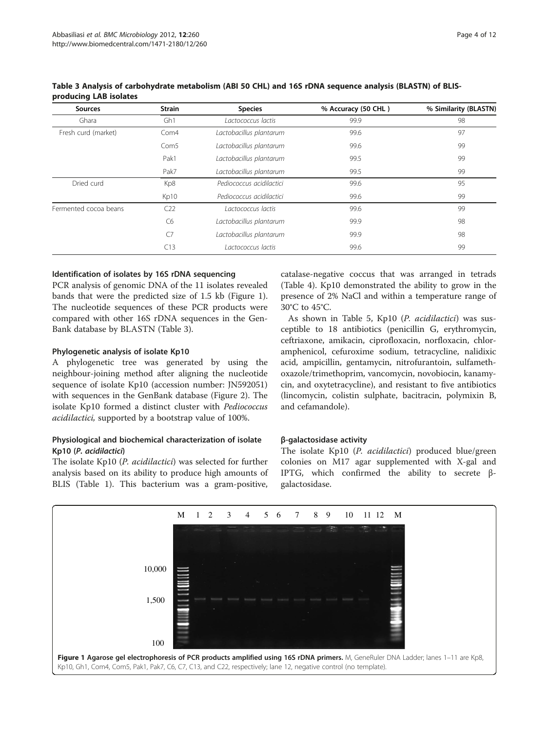**Table 3 Analysis of carbohydrate metabolism (ABI 50 CHL) and 16S rDNA sequence analysis (BLASTN) of BLIS-producing LAB isolates**

| Sources | Strain | Species | % Accuracy (50 CHL ) | % Similarity (BLASTN) |
|---|---|---|---|---|
| Ghara | Gh1 | *Lactococcus lactis* | 99.9 | 98 |
| Fresh curd (market) | Com4 | *Lactobacillus plantarum* | 99.6 | 97 |
| | Com5 | *Lactobacillus plantarum* | 99.6 | 99 |
| | Pak1 | *Lactobacillus plantarum* | 99.5 | 99 |
| | Pak7 | *Lactobacillus plantarum* | 99.5 | 99 |
| Dried curd | Kp8 | *Pediococcus acidilactici* | 99.6 | 95 |
| | Kp10 | *Pediococcus acidilactici* | 99.6 | 99 |
| Fermented cocoa beans | C22 | *Lactococcus lactis* | 99.6 | 99 |
| | C6 | *Lactobacillus plantarum* | 99.9 | 98 |
| | C7 | *Lactobacillus plantarum* | 99.9 | 98 |
| | C13 | *Lactococcus lactis* | 99.6 | 99 |

### Identification of isolates by 16S rDNA sequencing

PCR analysis of genomic DNA of the 11 isolates revealed bands that were the predicted size of 1.5 kb (Figure 1). The nucleotide sequences of these PCR products were compared with other 16S rDNA sequences in the GenBank database by BLASTN (Table 3).

### Phylogenetic analysis of isolate Kp10

A phylogenetic tree was generated by using the neighbour-joining method after aligning the nucleotide sequence of isolate Kp10 (accession number: JN592051) with sequences in the GenBank database (Figure 2). The isolate Kp10 formed a distinct cluster with *Pediococcus acidilactici,* supported by a bootstrap value of 100%.

### Physiological and biochemical characterization of isolate Kp10 (*P. acidilactici*)

The isolate Kp10 (*P. acidilactici*) was selected for further analysis based on its ability to produce high amounts of BLIS (Table 1). This bacterium was a gram-positive, catalase-negative coccus that was arranged in tetrads (Table 4). Kp10 demonstrated the ability to grow in the presence of 2% NaCl and within a temperature range of 30°C to 45°C.

As shown in Table 5, Kp10 (*P. acidilactici*) was susceptible to 18 antibiotics (penicillin G, erythromycin, ceftriaxone, amikacin, ciprofloxacin, norfloxacin, chloramphenicol, cefuroxime sodium, tetracycline, nalidixic acid, ampicillin, gentamycin, nitrofurantoin, sulfamethoxazole/trimethoprim, vancomycin, novobiocin, kanamycin, and oxytetracycline), and resistant to five antibiotics (lincomycin, colistin sulphate, bacitracin, polymixin B, and cefamandole).

### β-galactosidase activity

The isolate Kp10 (*P. acidilactici*) produced blue/green colonies on M17 agar supplemented with X-gal and IPTG, which confirmed the ability to secrete β-galactosidase.

**Figure 1 Agarose gel electrophoresis of PCR products amplified using 16S rDNA primers.** M, GeneRuler DNA Ladder; lanes 1–11 are Kp8, Kp10, Gh1, Com4, Com5, Pak1, Pak7, C6, C7, C13, and C22, respectively; lane 12, negative control (no template).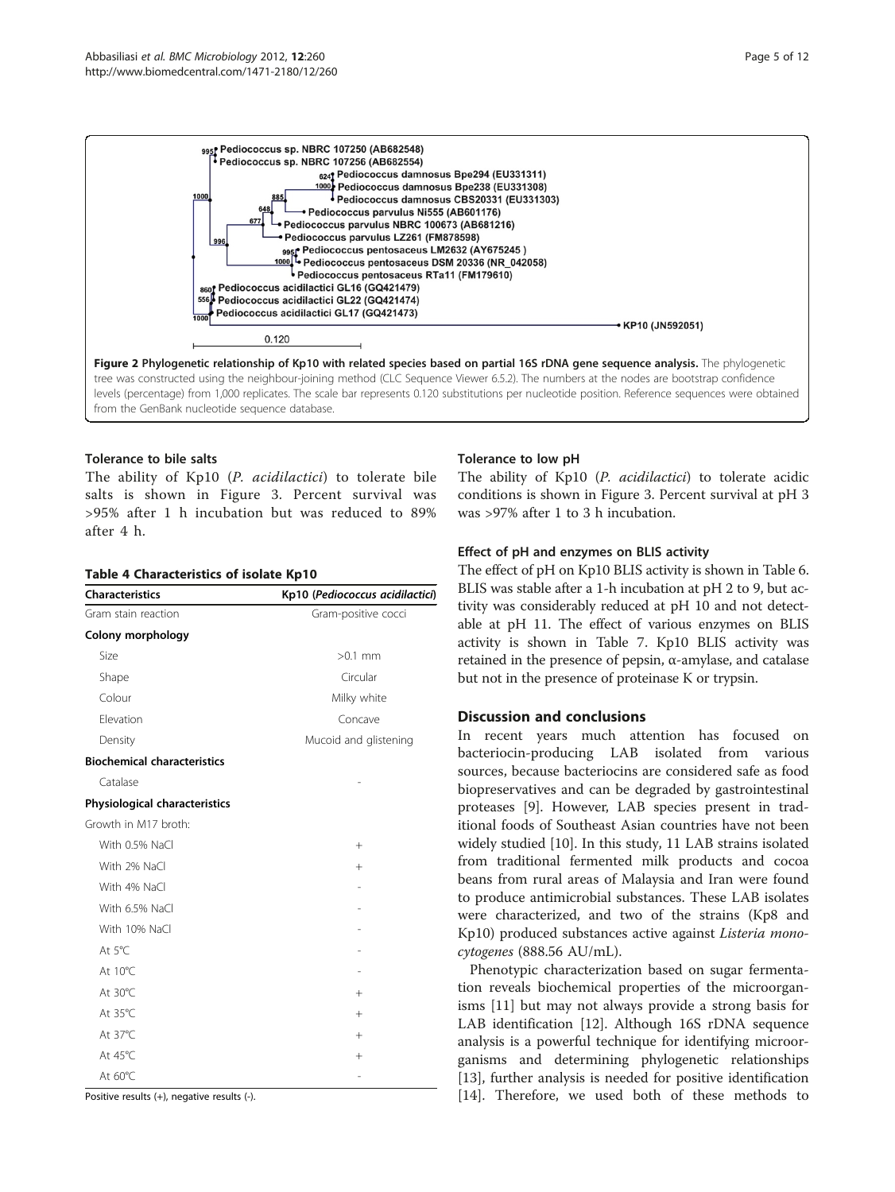**Figure 2 Phylogenetic relationship of Kp10 with related species based on partial 16S rDNA gene sequence analysis.** The phylogenetic tree was constructed using the neighbour-joining method (CLC Sequence Viewer 6.5.2). The numbers at the nodes are bootstrap confidence levels (percentage) from 1,000 replicates. The scale bar represents 0.120 substitutions per nucleotide position. Reference sequences were obtained from the GenBank nucleotide sequence database.

### Tolerance to bile salts

The ability of Kp10 (*P. acidilactici*) to tolerate bile salts is shown in Figure 3. Percent survival was >95% after 1 h incubation but was reduced to 89% after 4 h.

**Table 4 Characteristics of isolate Kp10**

| Characteristics | Kp10 (*Pediococcus acidilactici*) |
|---|---|
| Gram stain reaction | Gram-positive cocci |
| **Colony morphology** | |
| Size | >0.1 mm |
| Shape | Circular |
| Colour | Milky white |
| Elevation | Concave |
| Density | Mucoid and glistening |
| **Biochemical characteristics** | |
| Catalase | - |
| **Physiological characteristics** | |
| Growth in M17 broth: | |
| With 0.5% NaCl | + |
| With 2% NaCl | + |
| With 4% NaCl | - |
| With 6.5% NaCl | - |
| With 10% NaCl | - |
| At 5°C | - |
| At 10°C | - |
| At 30°C | + |
| At 35°C | + |
| At 37°C | + |
| At 45°C | + |
| At 60°C | - |

Positive results (+), negative results (-).

### Tolerance to low pH

The ability of Kp10 (*P. acidilactici*) to tolerate acidic conditions is shown in Figure 3. Percent survival at pH 3 was >97% after 1 to 3 h incubation.

### Effect of pH and enzymes on BLIS activity

The effect of pH on Kp10 BLIS activity is shown in Table 6. BLIS was stable after a 1-h incubation at pH 2 to 9, but activity was considerably reduced at pH 10 and not detectable at pH 11. The effect of various enzymes on BLIS activity is shown in Table 7. Kp10 BLIS activity was retained in the presence of pepsin, α-amylase, and catalase but not in the presence of proteinase K or trypsin.

## Discussion and conclusions

In recent years much attention has focused on bacteriocin-producing LAB isolated from various sources, because bacteriocins are considered safe as food biopreservatives and can be degraded by gastrointestinal proteases [9]. However, LAB species present in traditional foods of Southeast Asian countries have not been widely studied [10]. In this study, 11 LAB strains isolated from traditional fermented milk products and cocoa beans from rural areas of Malaysia and Iran were found to produce antimicrobial substances. These LAB isolates were characterized, and two of the strains (Kp8 and Kp10) produced substances active against *Listeria monocytogenes* (888.56 AU/mL).

Phenotypic characterization based on sugar fermentation reveals biochemical properties of the microorganisms [11] but may not always provide a strong basis for LAB identification [12]. Although 16S rDNA sequence analysis is a powerful technique for identifying microorganisms and determining phylogenetic relationships [13], further analysis is needed for positive identification [14]. Therefore, we used both of these methods to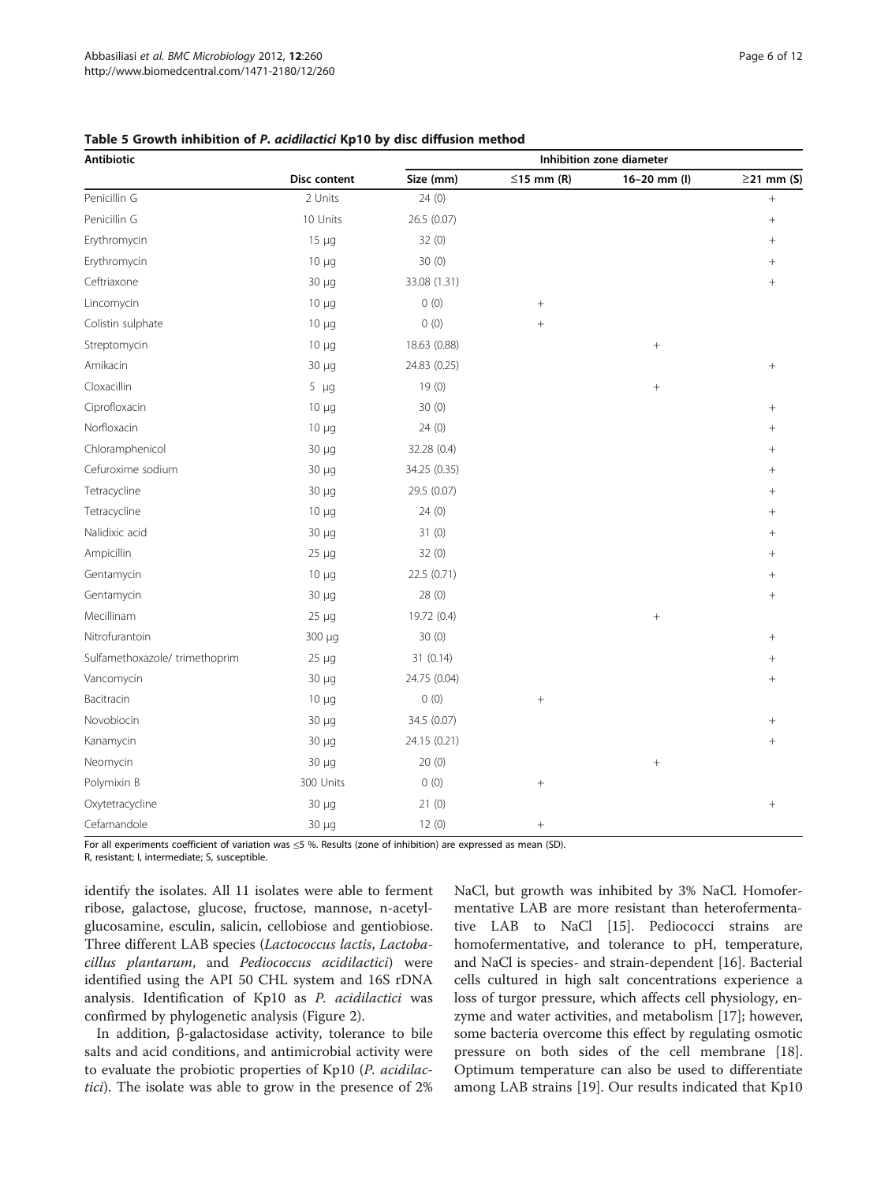**Table 5 Growth inhibition of *P. acidilactici* Kp10 by disc diffusion method**

| Antibiotic | Disc content | Inhibition zone diameter | | | |
|---|---|---|---|---|---|
| | | Size (mm) | ≤15 mm (R) | 16–20 mm (I) | ≥21 mm (S) |
| Penicillin G | 2 Units | 24 (0) | | | + |
| Penicillin G | 10 Units | 26.5 (0.07) | | | + |
| Erythromycin | 15 μg | 32 (0) | | | + |
| Erythromycin | 10 μg | 30 (0) | | | + |
| Ceftriaxone | 30 μg | 33.08 (1.31) | | | + |
| Lincomycin | 10 μg | 0 (0) | + | | |
| Colistin sulphate | 10 μg | 0 (0) | + | | |
| Streptomycin | 10 μg | 18.63 (0.88) | | + | |
| Amikacin | 30 μg | 24.83 (0.25) | | | + |
| Cloxacillin | 5 μg | 19 (0) | | + | |
| Ciprofloxacin | 10 μg | 30 (0) | | | + |
| Norfloxacin | 10 μg | 24 (0) | | | + |
| Chloramphenicol | 30 μg | 32.28 (0.4) | | | + |
| Cefuroxime sodium | 30 μg | 34.25 (0.35) | | | + |
| Tetracycline | 30 μg | 29.5 (0.07) | | | + |
| Tetracycline | 10 μg | 24 (0) | | | + |
| Nalidixic acid | 30 μg | 31 (0) | | | + |
| Ampicillin | 25 μg | 32 (0) | | | + |
| Gentamycin | 10 μg | 22.5 (0.71) | | | + |
| Gentamycin | 30 μg | 28 (0) | | | + |
| Mecillinam | 25 μg | 19.72 (0.4) | | + | |
| Nitrofurantoin | 300 μg | 30 (0) | | | + |
| Sulfamethoxazole/ trimethoprim | 25 μg | 31 (0.14) | | | + |
| Vancomycin | 30 μg | 24.75 (0.04) | | | + |
| Bacitracin | 10 μg | 0 (0) | + | | |
| Novobiocin | 30 μg | 34.5 (0.07) | | | + |
| Kanamycin | 30 μg | 24.15 (0.21) | | | + |
| Neomycin | 30 μg | 20 (0) | | + | |
| Polymixin B | 300 Units | 0 (0) | + | | |
| Oxytetracycline | 30 μg | 21 (0) | | | + |
| Cefamandole | 30 μg | 12 (0) | + | | |

For all experiments coefficient of variation was ≤5 %. Results (zone of inhibition) are expressed as mean (SD).
R, resistant; I, intermediate; S, susceptible.

identify the isolates. All 11 isolates were able to ferment ribose, galactose, glucose, fructose, mannose, n-acetyl-glucosamine, esculin, salicin, cellobiose and gentiobiose. Three different LAB species (*Lactococcus lactis*, *Lactobacillus plantarum*, and *Pediococcus acidilactici*) were identified using the API 50 CHL system and 16S rDNA analysis. Identification of Kp10 as *P. acidilactici* was confirmed by phylogenetic analysis (Figure 2).

In addition, β-galactosidase activity, tolerance to bile salts and acid conditions, and antimicrobial activity were to evaluate the probiotic properties of Kp10 (*P. acidilactici*). The isolate was able to grow in the presence of 2% NaCl, but growth was inhibited by 3% NaCl. Homofermentative LAB are more resistant than heterofermentative LAB to NaCl [15]. Pediococci strains are homofermentative, and tolerance to pH, temperature, and NaCl is species- and strain-dependent [16]. Bacterial cells cultured in high salt concentrations experience a loss of turgor pressure, which affects cell physiology, enzyme and water activities, and metabolism [17]; however, some bacteria overcome this effect by regulating osmotic pressure on both sides of the cell membrane [18]. Optimum temperature can also be used to differentiate among LAB strains [19]. Our results indicated that Kp10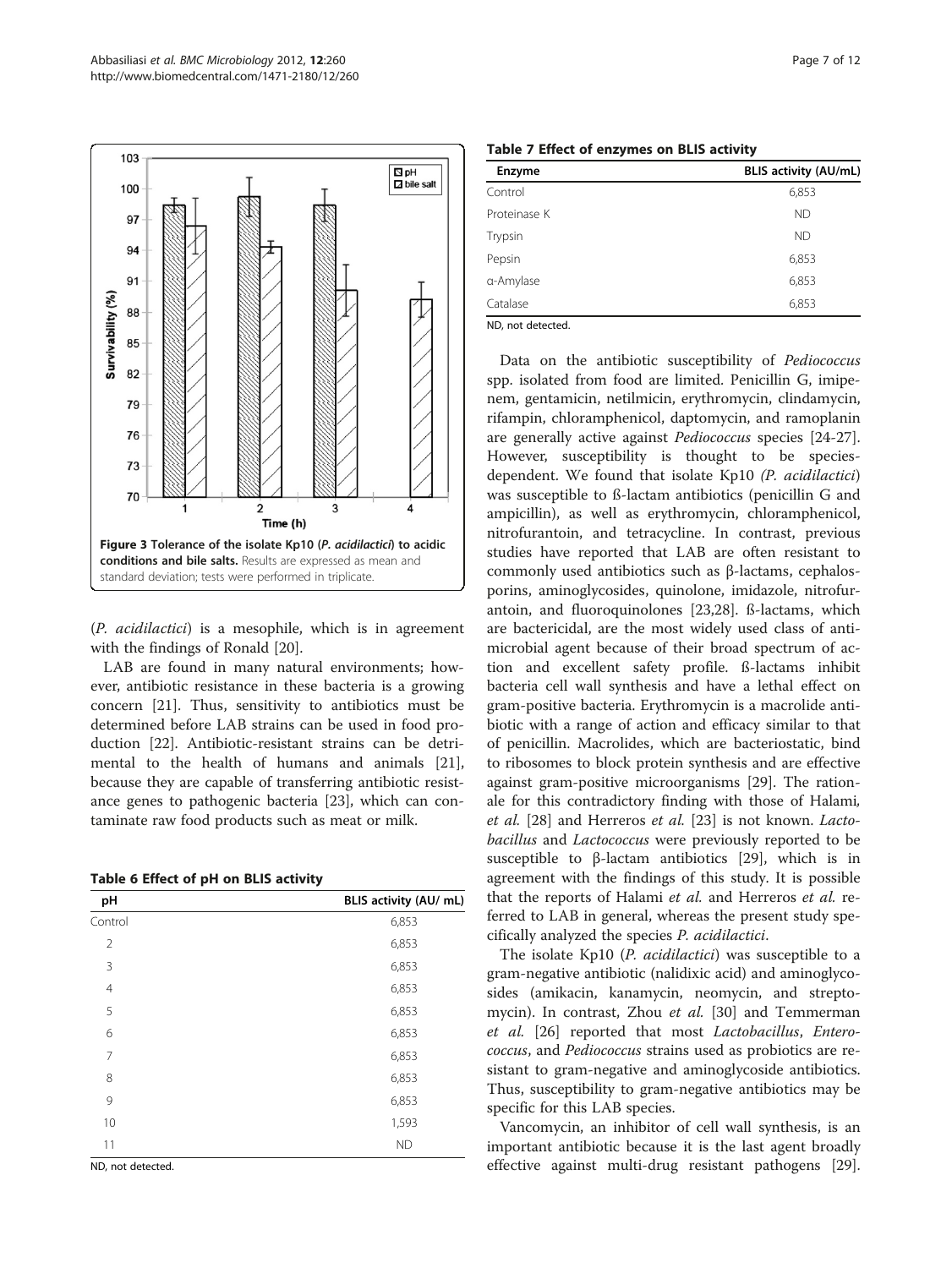Figure 3 Tolerance of the isolate Kp10 (*P. acidilactici*) to acidic conditions and bile salts. Results are expressed as mean and standard deviation; tests were performed in triplicate.

(*P. acidilactici*) is a mesophile, which is in agreement with the findings of Ronald [20].

LAB are found in many natural environments; however, antibiotic resistance in these bacteria is a growing concern [21]. Thus, sensitivity to antibiotics must be determined before LAB strains can be used in food production [22]. Antibiotic-resistant strains can be detrimental to the health of humans and animals [21], because they are capable of transferring antibiotic resistance genes to pathogenic bacteria [23], which can contaminate raw food products such as meat or milk.

**Table 6 Effect of pH on BLIS activity**

| pH | BLIS activity (AU/ mL) |
|---|---|
| Control | 6,853 |
| 2 | 6,853 |
| 3 | 6,853 |
| 4 | 6,853 |
| 5 | 6,853 |
| 6 | 6,853 |
| 7 | 6,853 |
| 8 | 6,853 |
| 9 | 6,853 |
| 10 | 1,593 |
| 11 | ND |

ND, not detected.

**Table 7 Effect of enzymes on BLIS activity**

| Enzyme | BLIS activity (AU/mL) |
|---|---|
| Control | 6,853 |
| Proteinase K | ND |
| Trypsin | ND |
| Pepsin | 6,853 |
| α-Amylase | 6,853 |
| Catalase | 6,853 |

ND, not detected.

Data on the antibiotic susceptibility of *Pediococcus* spp. isolated from food are limited. Penicillin G, imipenem, gentamicin, netilmicin, erythromycin, clindamycin, rifampin, chloramphenicol, daptomycin, and ramoplanin are generally active against *Pediococcus* species [24-27]. However, susceptibility is thought to be species-dependent. We found that isolate Kp10 *(P. acidilactici)* was susceptible to ß-lactam antibiotics (penicillin G and ampicillin), as well as erythromycin, chloramphenicol, nitrofurantoin, and tetracycline. In contrast, previous studies have reported that LAB are often resistant to commonly used antibiotics such as β-lactams, cephalosporins, aminoglycosides, quinolone, imidazole, nitrofurantoin, and fluoroquinolones [23,28]. ß-lactams, which are bactericidal, are the most widely used class of antimicrobial agent because of their broad spectrum of action and excellent safety profile. ß-lactams inhibit bacteria cell wall synthesis and have a lethal effect on gram-positive bacteria. Erythromycin is a macrolide antibiotic with a range of action and efficacy similar to that of penicillin. Macrolides, which are bacteriostatic, bind to ribosomes to block protein synthesis and are effective against gram-positive microorganisms [29]. The rationale for this contradictory finding with those of Halami*, et al.* [28] and Herreros *et al.* [23] is not known. *Lactobacillus* and *Lactococcus* were previously reported to be susceptible to β-lactam antibiotics [29], which is in agreement with the findings of this study. It is possible that the reports of Halami *et al.* and Herreros *et al.* referred to LAB in general, whereas the present study specifically analyzed the species *P. acidilactici*.

The isolate Kp10 (*P. acidilactici*) was susceptible to a gram-negative antibiotic (nalidixic acid) and aminoglycosides (amikacin, kanamycin, neomycin, and streptomycin). In contrast, Zhou *et al.* [30] and Temmerman *et al.* [26] reported that most *Lactobacillus*, *Enterococcus*, and *Pediococcus* strains used as probiotics are resistant to gram-negative and aminoglycoside antibiotics. Thus, susceptibility to gram-negative antibiotics may be specific for this LAB species.

Vancomycin, an inhibitor of cell wall synthesis, is an important antibiotic because it is the last agent broadly effective against multi-drug resistant pathogens [29].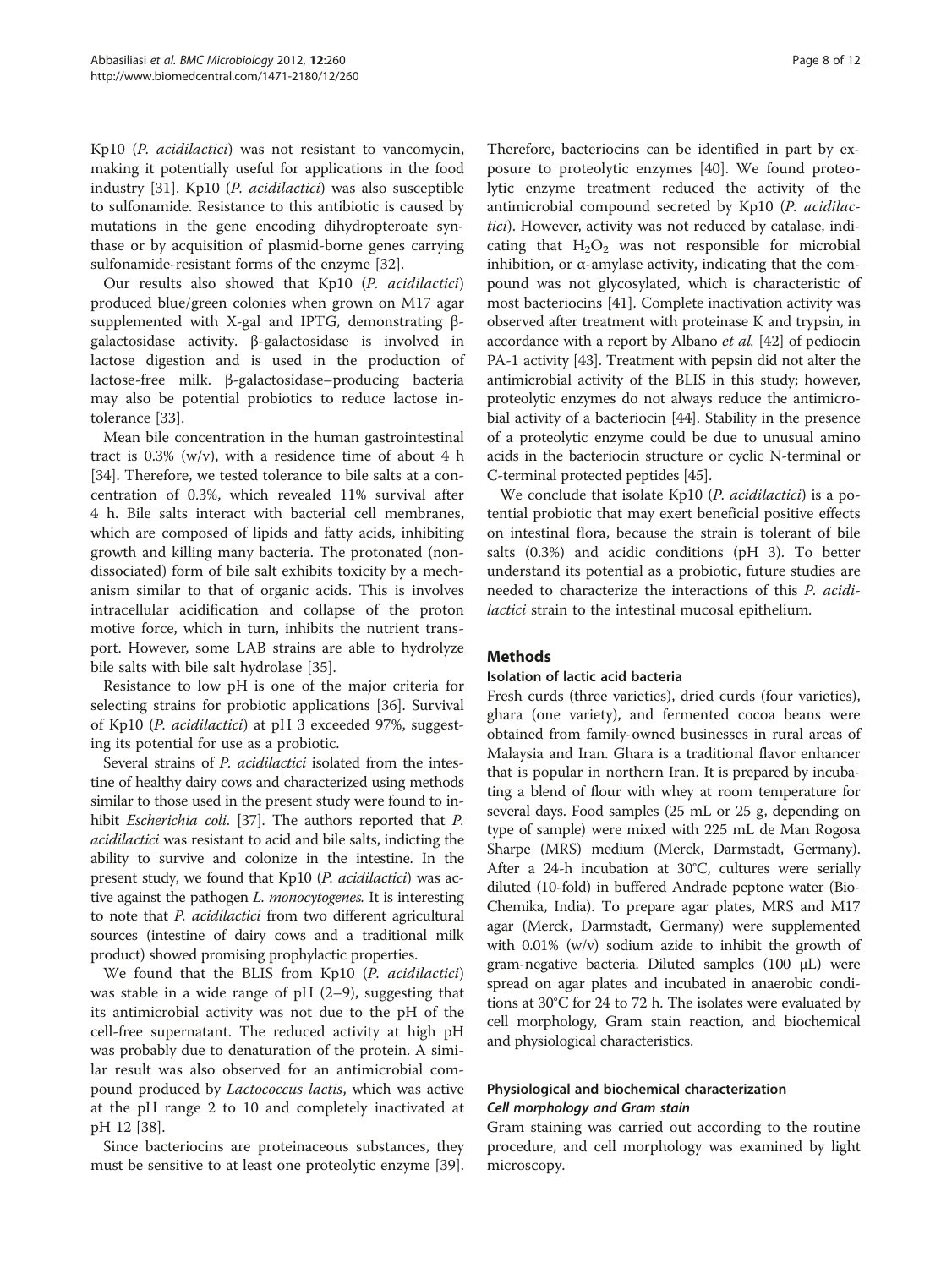Kp10 (*P. acidilactici*) was not resistant to vancomycin, making it potentially useful for applications in the food industry [31]. Kp10 (*P. acidilactici*) was also susceptible to sulfonamide. Resistance to this antibiotic is caused by mutations in the gene encoding dihydropteroate synthase or by acquisition of plasmid-borne genes carrying sulfonamide-resistant forms of the enzyme [32].

Our results also showed that Kp10 (*P. acidilactici*) produced blue/green colonies when grown on M17 agar supplemented with X-gal and IPTG, demonstrating β-galactosidase activity. β-galactosidase is involved in lactose digestion and is used in the production of lactose-free milk. β-galactosidase–producing bacteria may also be potential probiotics to reduce lactose intolerance [33].

Mean bile concentration in the human gastrointestinal tract is 0.3% (w/v), with a residence time of about 4 h [34]. Therefore, we tested tolerance to bile salts at a concentration of 0.3%, which revealed 11% survival after 4 h. Bile salts interact with bacterial cell membranes, which are composed of lipids and fatty acids, inhibiting growth and killing many bacteria. The protonated (non-dissociated) form of bile salt exhibits toxicity by a mechanism similar to that of organic acids. This is involves intracellular acidification and collapse of the proton motive force, which in turn, inhibits the nutrient transport. However, some LAB strains are able to hydrolyze bile salts with bile salt hydrolase [35].

Resistance to low pH is one of the major criteria for selecting strains for probiotic applications [36]. Survival of Kp10 (*P. acidilactici*) at pH 3 exceeded 97%, suggesting its potential for use as a probiotic.

Several strains of *P. acidilactici* isolated from the intestine of healthy dairy cows and characterized using methods similar to those used in the present study were found to inhibit *Escherichia coli*. [37]. The authors reported that *P. acidilactici* was resistant to acid and bile salts, indicting the ability to survive and colonize in the intestine. In the present study, we found that Kp10 (*P. acidilactici*) was active against the pathogen *L. monocytogenes*. It is interesting to note that *P. acidilactici* from two different agricultural sources (intestine of dairy cows and a traditional milk product) showed promising prophylactic properties.

We found that the BLIS from Kp10 (*P. acidilactici*) was stable in a wide range of pH (2–9), suggesting that its antimicrobial activity was not due to the pH of the cell-free supernatant. The reduced activity at high pH was probably due to denaturation of the protein. A similar result was also observed for an antimicrobial compound produced by *Lactococcus lactis*, which was active at the pH range 2 to 10 and completely inactivated at pH 12 [38].

Since bacteriocins are proteinaceous substances, they must be sensitive to at least one proteolytic enzyme [39]. Therefore, bacteriocins can be identified in part by exposure to proteolytic enzymes [40]. We found proteolytic enzyme treatment reduced the activity of the antimicrobial compound secreted by Kp10 (*P. acidilactici*). However, activity was not reduced by catalase, indicating that $H_2O_2$ was not responsible for microbial inhibition, or α-amylase activity, indicating that the compound was not glycosylated, which is characteristic of most bacteriocins [41]. Complete inactivation activity was observed after treatment with proteinase K and trypsin, in accordance with a report by Albano *et al.* [42] of pediocin PA-1 activity [43]. Treatment with pepsin did not alter the antimicrobial activity of the BLIS in this study; however, proteolytic enzymes do not always reduce the antimicrobial activity of a bacteriocin [44]. Stability in the presence of a proteolytic enzyme could be due to unusual amino acids in the bacteriocin structure or cyclic N-terminal or C-terminal protected peptides [45].

We conclude that isolate Kp10 (*P. acidilactici*) is a potential probiotic that may exert beneficial positive effects on intestinal flora, because the strain is tolerant of bile salts (0.3%) and acidic conditions (pH 3). To better understand its potential as a probiotic, future studies are needed to characterize the interactions of this *P. acidilactici* strain to the intestinal mucosal epithelium.

## Methods

### Isolation of lactic acid bacteria

Fresh curds (three varieties), dried curds (four varieties), ghara (one variety), and fermented cocoa beans were obtained from family-owned businesses in rural areas of Malaysia and Iran. Ghara is a traditional flavor enhancer that is popular in northern Iran. It is prepared by incubating a blend of flour with whey at room temperature for several days. Food samples (25 mL or 25 g, depending on type of sample) were mixed with 225 mL de Man Rogosa Sharpe (MRS) medium (Merck, Darmstadt, Germany). After a 24-h incubation at 30°C, cultures were serially diluted (10-fold) in buffered Andrade peptone water (Bio-Chemika, India). To prepare agar plates, MRS and M17 agar (Merck, Darmstadt, Germany) were supplemented with 0.01% (w/v) sodium azide to inhibit the growth of gram-negative bacteria. Diluted samples (100 μL) were spread on agar plates and incubated in anaerobic conditions at 30°C for 24 to 72 h. The isolates were evaluated by cell morphology, Gram stain reaction, and biochemical and physiological characteristics.

### Physiological and biochemical characterization

#### *Cell morphology and Gram stain*

Gram staining was carried out according to the routine procedure, and cell morphology was examined by light microscopy.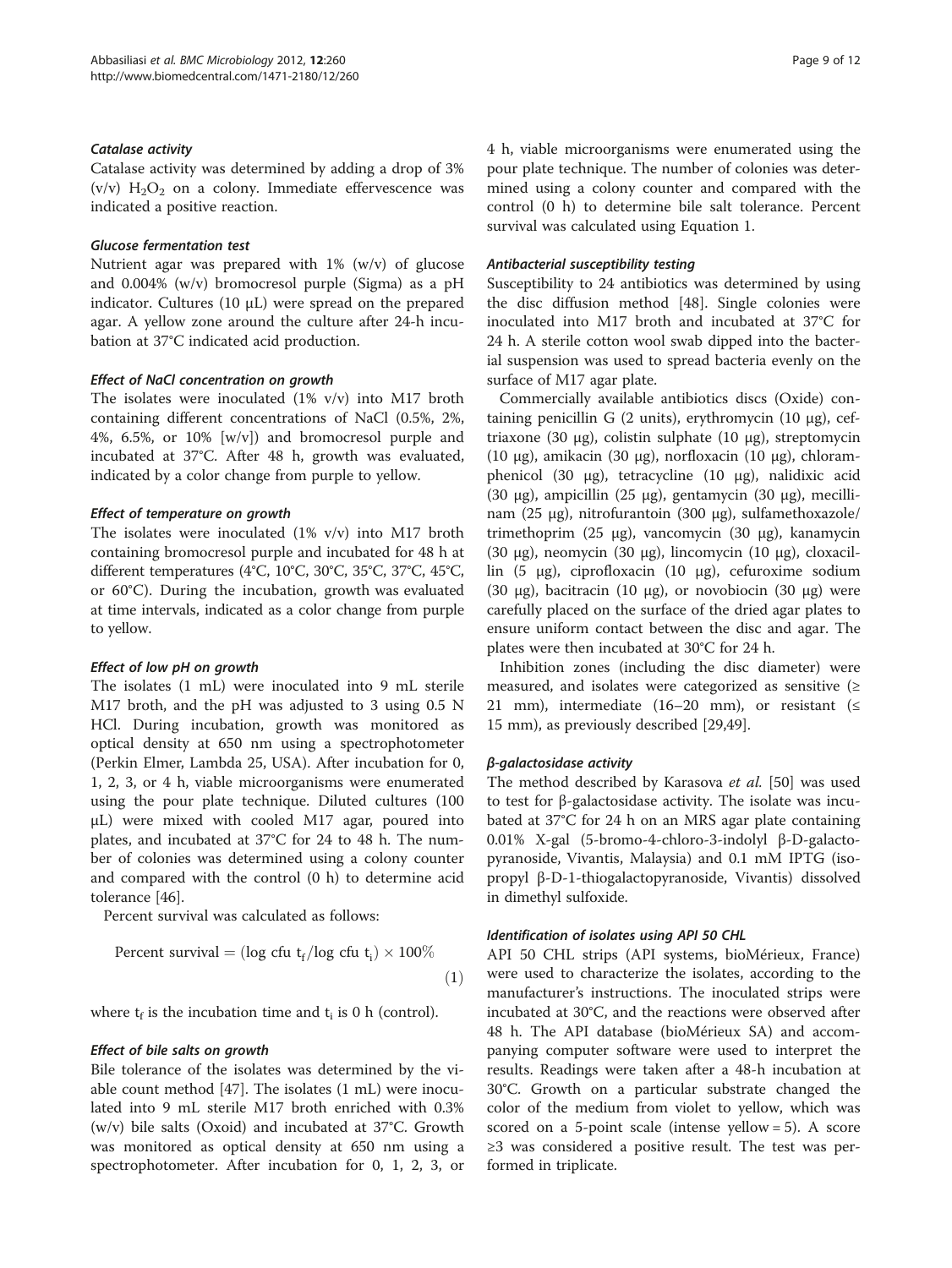#### *Catalase activity*

Catalase activity was determined by adding a drop of 3% (v/v) $H_2O_2$ on a colony. Immediate effervescence was indicated a positive reaction.

#### *Glucose fermentation test*

Nutrient agar was prepared with 1% (w/v) of glucose and 0.004% (w/v) bromocresol purple (Sigma) as a pH indicator. Cultures (10 μL) were spread on the prepared agar. A yellow zone around the culture after 24-h incubation at 37°C indicated acid production.

#### *Effect of NaCl concentration on growth*

The isolates were inoculated (1% v/v) into M17 broth containing different concentrations of NaCl (0.5%, 2%, 4%, 6.5%, or 10% [w/v]) and bromocresol purple and incubated at 37°C. After 48 h, growth was evaluated, indicated by a color change from purple to yellow.

#### *Effect of temperature on growth*

The isolates were inoculated (1% v/v) into M17 broth containing bromocresol purple and incubated for 48 h at different temperatures (4°C, 10°C, 30°C, 35°C, 37°C, 45°C, or 60°C). During the incubation, growth was evaluated at time intervals, indicated as a color change from purple to yellow.

#### *Effect of low pH on growth*

The isolates (1 mL) were inoculated into 9 mL sterile M17 broth, and the pH was adjusted to 3 using 0.5 N HCl. During incubation, growth was monitored as optical density at 650 nm using a spectrophotometer (Perkin Elmer, Lambda 25, USA). After incubation for 0, 1, 2, 3, or 4 h, viable microorganisms were enumerated using the pour plate technique. Diluted cultures (100 μL) were mixed with cooled M17 agar, poured into plates, and incubated at 37°C for 24 to 48 h. The number of colonies was determined using a colony counter and compared with the control (0 h) to determine acid tolerance [46].

Percent survival was calculated as follows:

$$\text{Percent survival} = (\log \text{cfu } t_f / \log \text{cfu } t_i) \times 100\% \quad (1)$$

where $t_f$ is the incubation time and $t_i$ is 0 h (control).

#### *Effect of bile salts on growth*

Bile tolerance of the isolates was determined by the viable count method [47]. The isolates (1 mL) were inoculated into 9 mL sterile M17 broth enriched with 0.3% (w/v) bile salts (Oxoid) and incubated at 37°C. Growth was monitored as optical density at 650 nm using a spectrophotometer. After incubation for 0, 1, 2, 3, or 4 h, viable microorganisms were enumerated using the pour plate technique. The number of colonies was determined using a colony counter and compared with the control (0 h) to determine bile salt tolerance. Percent survival was calculated using Equation 1.

#### *Antibacterial susceptibility testing*

Susceptibility to 24 antibiotics was determined by using the disc diffusion method [48]. Single colonies were inoculated into M17 broth and incubated at 37°C for 24 h. A sterile cotton wool swab dipped into the bacterial suspension was used to spread bacteria evenly on the surface of M17 agar plate.

Commercially available antibiotics discs (Oxide) containing penicillin G (2 units), erythromycin (10 μg), ceftriaxone (30 μg), colistin sulphate (10 μg), streptomycin (10 μg), amikacin (30 μg), norfloxacin (10 μg), chloramphenicol (30 μg), tetracycline (10 μg), nalidixic acid (30 μg), ampicillin (25 μg), gentamycin (30 μg), mecillinam (25 μg), nitrofurantoin (300 μg), sulfamethoxazole/trimethoprim (25 μg), vancomycin (30 μg), kanamycin (30 μg), neomycin (30 μg), lincomycin (10 μg), cloxacillin (5 μg), ciprofloxacin (10 μg), cefuroxime sodium (30 μg), bacitracin (10 μg), or novobiocin (30 μg) were carefully placed on the surface of the dried agar plates to ensure uniform contact between the disc and agar. The plates were then incubated at 30°C for 24 h.

Inhibition zones (including the disc diameter) were measured, and isolates were categorized as sensitive (≥ 21 mm), intermediate (16–20 mm), or resistant (≤ 15 mm), as previously described [29,49].

#### *β-galactosidase activity*

The method described by Karasova *et al.* [50] was used to test for β-galactosidase activity. The isolate was incubated at 37°C for 24 h on an MRS agar plate containing 0.01% X-gal (5-bromo-4-chloro-3-indolyl β-D-galactopyranoside, Vivantis, Malaysia) and 0.1 mM IPTG (isopropyl β-D-1-thiogalactopyranoside, Vivantis) dissolved in dimethyl sulfoxide.

#### *Identification of isolates using API 50 CHL*

API 50 CHL strips (API systems, bioMérieux, France) were used to characterize the isolates, according to the manufacturer's instructions. The inoculated strips were incubated at 30°C, and the reactions were observed after 48 h. The API database (bioMérieux SA) and accompanying computer software were used to interpret the results. Readings were taken after a 48-h incubation at 30°C. Growth on a particular substrate changed the color of the medium from violet to yellow, which was scored on a 5-point scale (intense yellow = 5). A score ≥3 was considered a positive result. The test was performed in triplicate.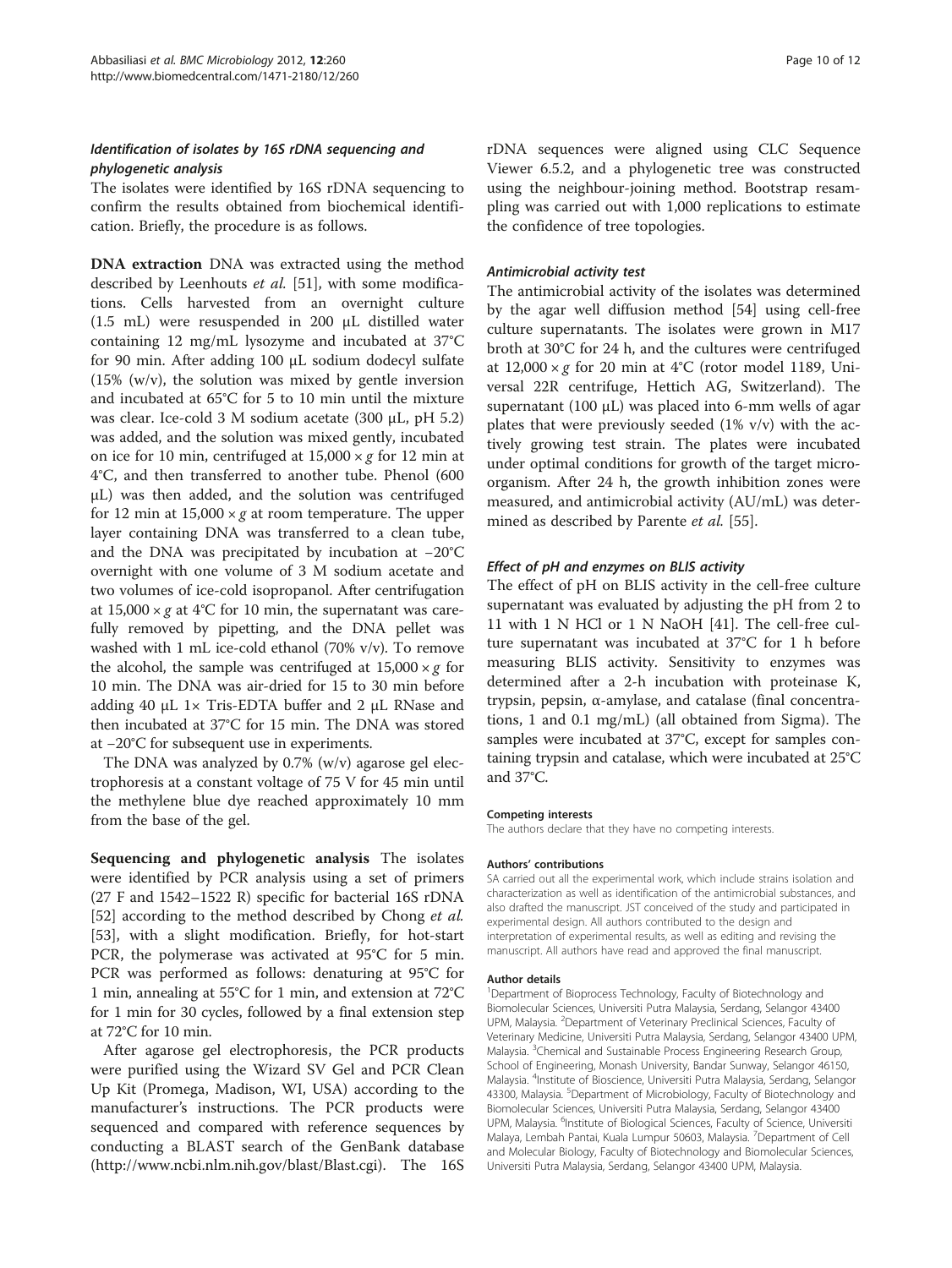### *Identification of isolates by 16S rDNA sequencing and phylogenetic analysis*

The isolates were identified by 16S rDNA sequencing to confirm the results obtained from biochemical identification. Briefly, the procedure is as follows.

**DNA extraction** DNA was extracted using the method described by Leenhouts *et al.* [51], with some modifications. Cells harvested from an overnight culture (1.5 mL) were resuspended in 200 μL distilled water containing 12 mg/mL lysozyme and incubated at 37°C for 90 min. After adding 100 μL sodium dodecyl sulfate (15% (w/v), the solution was mixed by gentle inversion and incubated at 65°C for 5 to 10 min until the mixture was clear. Ice-cold 3 M sodium acetate (300 μL, pH 5.2) was added, and the solution was mixed gently, incubated on ice for 10 min, centrifuged at 15,000 × *g* for 12 min at 4°C, and then transferred to another tube. Phenol (600 μL) was then added, and the solution was centrifuged for 12 min at 15,000 × *g* at room temperature. The upper layer containing DNA was transferred to a clean tube, and the DNA was precipitated by incubation at −20°C overnight with one volume of 3 M sodium acetate and two volumes of ice-cold isopropanol. After centrifugation at 15,000 × *g* at 4°C for 10 min, the supernatant was carefully removed by pipetting, and the DNA pellet was washed with 1 mL ice-cold ethanol (70% v/v). To remove the alcohol, the sample was centrifuged at 15,000 × *g* for 10 min. The DNA was air-dried for 15 to 30 min before adding 40 μL 1× Tris-EDTA buffer and 2 μL RNase and then incubated at 37°C for 15 min. The DNA was stored at −20°C for subsequent use in experiments.

The DNA was analyzed by 0.7% (w/v) agarose gel electrophoresis at a constant voltage of 75 V for 45 min until the methylene blue dye reached approximately 10 mm from the base of the gel.

**Sequencing and phylogenetic analysis** The isolates were identified by PCR analysis using a set of primers (27 F and 1542–1522 R) specific for bacterial 16S rDNA [52] according to the method described by Chong *et al.* [53], with a slight modification. Briefly, for hot-start PCR, the polymerase was activated at 95°C for 5 min. PCR was performed as follows: denaturing at 95°C for 1 min, annealing at 55°C for 1 min, and extension at 72°C for 1 min for 30 cycles, followed by a final extension step at 72°C for 10 min.

After agarose gel electrophoresis, the PCR products were purified using the Wizard SV Gel and PCR Clean Up Kit (Promega, Madison, WI, USA) according to the manufacturer's instructions. The PCR products were sequenced and compared with reference sequences by conducting a BLAST search of the GenBank database (http://www.ncbi.nlm.nih.gov/blast/Blast.cgi). The 16S rDNA sequences were aligned using CLC Sequence Viewer 6.5.2, and a phylogenetic tree was constructed using the neighbour-joining method. Bootstrap resampling was carried out with 1,000 replications to estimate the confidence of tree topologies.

### *Antimicrobial activity test*

The antimicrobial activity of the isolates was determined by the agar well diffusion method [54] using cell-free culture supernatants. The isolates were grown in M17 broth at 30°C for 24 h, and the cultures were centrifuged at 12,000 × *g* for 20 min at 4°C (rotor model 1189, Universal 22R centrifuge, Hettich AG, Switzerland). The supernatant (100 μL) was placed into 6-mm wells of agar plates that were previously seeded (1% v/v) with the actively growing test strain. The plates were incubated under optimal conditions for growth of the target microorganism. After 24 h, the growth inhibition zones were measured, and antimicrobial activity (AU/mL) was determined as described by Parente *et al.* [55].

### *Effect of pH and enzymes on BLIS activity*

The effect of pH on BLIS activity in the cell-free culture supernatant was evaluated by adjusting the pH from 2 to 11 with 1 N HCl or 1 N NaOH [41]. The cell-free culture supernatant was incubated at 37°C for 1 h before measuring BLIS activity. Sensitivity to enzymes was determined after a 2-h incubation with proteinase K, trypsin, pepsin, α-amylase, and catalase (final concentrations, 1 and 0.1 mg/mL) (all obtained from Sigma). The samples were incubated at 37°C, except for samples containing trypsin and catalase, which were incubated at 25°C and 37°C.

#### Competing interests

The authors declare that they have no competing interests.

#### Authors' contributions

SA carried out all the experimental work, which include strains isolation and characterization as well as identification of the antimicrobial substances, and also drafted the manuscript. JST conceived of the study and participated in experimental design. All authors contributed to the design and interpretation of experimental results, as well as editing and revising the manuscript. All authors have read and approved the final manuscript.

#### Author details

[1]Department of Bioprocess Technology, Faculty of Biotechnology and Biomolecular Sciences, Universiti Putra Malaysia, Serdang, Selangor 43400 UPM, Malaysia. [2]Department of Veterinary Preclinical Sciences, Faculty of Veterinary Medicine, Universiti Putra Malaysia, Serdang, Selangor 43400 UPM, Malaysia. [3]Chemical and Sustainable Process Engineering Research Group, School of Engineering, Monash University, Bandar Sunway, Selangor 46150, Malaysia. [4]Institute of Bioscience, Universiti Putra Malaysia, Serdang, Selangor 43300, Malaysia. [5]Department of Microbiology, Faculty of Biotechnology and Biomolecular Sciences, Universiti Putra Malaysia, Serdang, Selangor 43400 UPM, Malaysia. [6]Institute of Biological Sciences, Faculty of Science, Universiti Malaya, Lembah Pantai, Kuala Lumpur 50603, Malaysia. [7]Department of Cell and Molecular Biology, Faculty of Biotechnology and Biomolecular Sciences, Universiti Putra Malaysia, Serdang, Selangor 43400 UPM, Malaysia.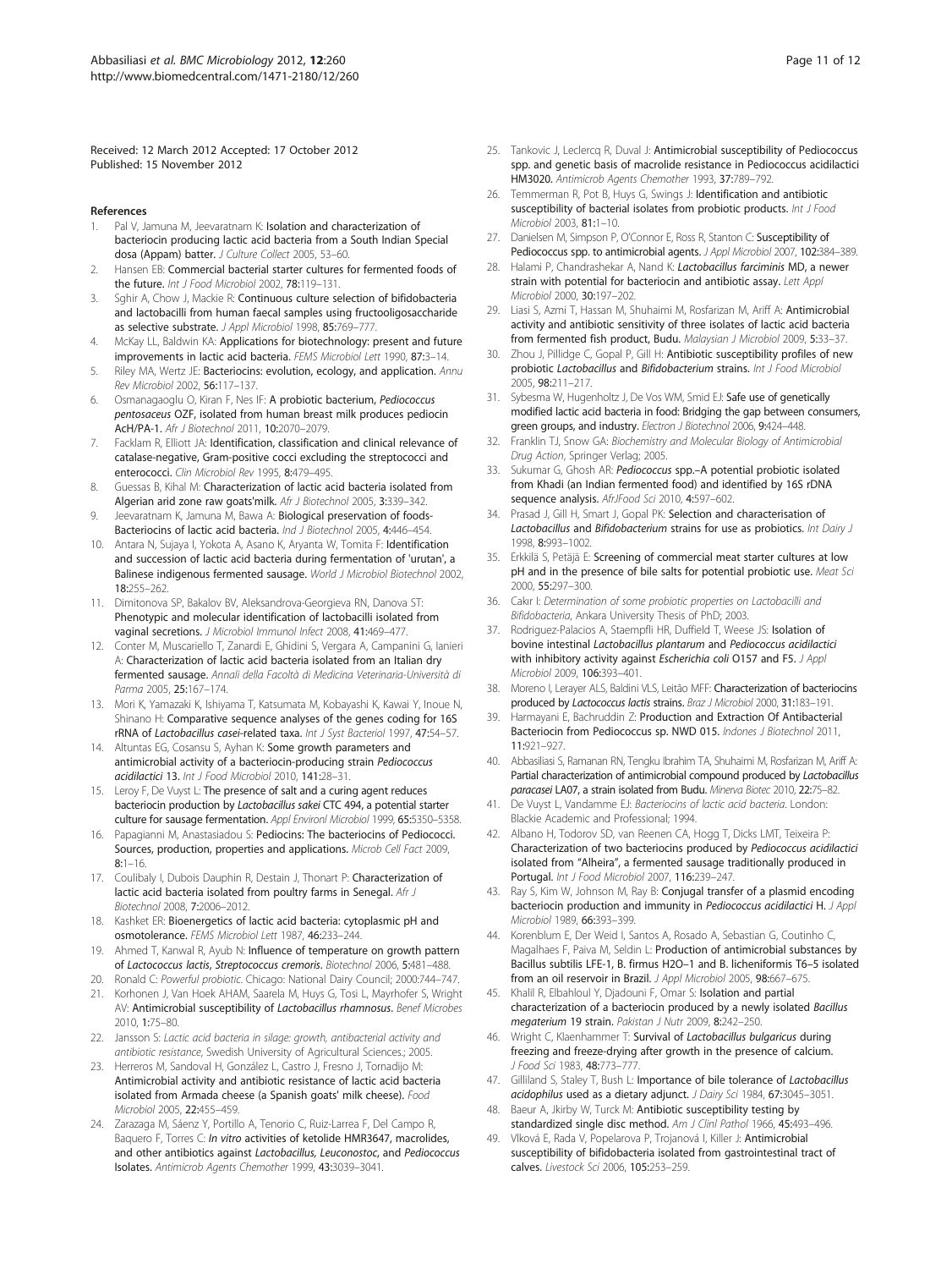Received: 12 March 2012 Accepted: 17 October 2012
Published: 15 November 2012

## References

1. Pal V, Jamuna M, Jeevaratnam K: **Isolation and characterization of bacteriocin producing lactic acid bacteria from a South Indian Special dosa (Appam) batter.** *J Culture Collect* 2005, 53–60.
2. Hansen EB: **Commercial bacterial starter cultures for fermented foods of the future.** *Int J Food Microbiol* 2002, **78:**119–131.
3. Sghir A, Chow J, Mackie R: **Continuous culture selection of bifidobacteria and lactobacilli from human faecal samples using fructooligosaccharide as selective substrate.** *J Appl Microbiol* 1998, **85:**769–777.
4. McKay LL, Baldwin KA: **Applications for biotechnology: present and future improvements in lactic acid bacteria.** *FEMS Microbiol Lett* 1990, **87:**3–14.
5. Riley MA, Wertz JE: **Bacteriocins: evolution, ecology, and application.** *Annu Rev Microbiol* 2002, **56:**117–137.
6. Osmanagaoglu O, Kiran F, Nes IF: **A probiotic bacterium, *Pediococcus pentosaceus* OZF, isolated from human breast milk produces pediocin AcH/PA-1.** *Afr J Biotechnol* 2011, **10:**2070–2079.
7. Facklam R, Elliott JA: **Identification, classification and clinical relevance of catalase-negative, Gram-positive cocci excluding the streptococci and enterococci.** *Clin Microbiol Rev* 1995, **8:**479–495.
8. Guessas B, Kihal M: **Characterization of lactic acid bacteria isolated from Algerian arid zone raw goats'milk.** *Afr J Biotechnol* 2005, **3:**339–342.
9. Jeevaratnam K, Jamuna M, Bawa A: **Biological preservation of foods-Bacteriocins of lactic acid bacteria.** *Ind J Biotechnol* 2005, **4:**446–454.
10. Antara N, Sujaya I, Yokota A, Asano K, Aryanta W, Tomita F: **Identification and succession of lactic acid bacteria during fermentation of 'urutan', a Balinese indigenous fermented sausage.** *World J Microbiol Biotechnol* 2002, **18:**255–262.
11. Dimitonova SP, Bakalov BV, Aleksandrova-Georgieva RN, Danova ST: **Phenotypic and molecular identification of lactobacilli isolated from vaginal secretions.** *J Microbiol Immunol Infect* 2008, **41:**469–477.
12. Conter M, Muscariello T, Zanardi E, Ghidini S, Vergara A, Campanini G, Ianieri A: **Characterization of lactic acid bacteria isolated from an Italian dry fermented sausage.** *Annali della Facoltà di Medicina Veterinaria-Università di Parma* 2005, **25:**167–174.
13. Mori K, Yamazaki K, Ishiyama T, Katsumata M, Kobayashi K, Kawai Y, Inoue N, Shinano H: **Comparative sequence analyses of the genes coding for 16S rRNA of *Lactobacillus casei*-related taxa.** *Int J Syst Bacteriol* 1997, **47:**54–57.
14. Altuntas EG, Cosansu S, Ayhan K: **Some growth parameters and antimicrobial activity of a bacteriocin-producing strain *Pediococcus acidilactici* 13.** *Int J Food Microbiol* 2010, **141:**28–31.
15. Leroy F, De Vuyst L: **The presence of salt and a curing agent reduces bacteriocin production by *Lactobacillus sakei* CTC 494, a potential starter culture for sausage fermentation.** *Appl Environ Microbiol* 1999, **65:**5350–5358.
16. Papagianni M, Anastasiadou S: **Pediocins: The bacteriocins of Pediococci. Sources, production, properties and applications.** *Microb Cell Fact* 2009, **8:**1–16.
17. Coulibaly I, Dubois Dauphin R, Destain J, Thonart P: **Characterization of lactic acid bacteria isolated from poultry farms in Senegal.** *Afr J Biotechnol* 2008, **7:**2006–2012.
18. Kashket ER: **Bioenergetics of lactic acid bacteria: cytoplasmic pH and osmotolerance.** *FEMS Microbiol Lett* 1987, **46:**233–244.
19. Ahmed T, Kanwal R, Ayub N: **Influence of temperature on growth pattern of *Lactococcus lactis*, *Streptococcus cremoris*.** *Biotechnol* 2006, **5:**481–488.
20. Ronald C: *Powerful probiotic.* Chicago: National Dairy Council; 2000:744–747.
21. Korhonen J, Van Hoek AHAM, Saarela M, Huys G, Tosi L, Mayrhofer S, Wright AV: **Antimicrobial susceptibility of *Lactobacillus rhamnosus*.** *Benef Microbes* 2010, **1:**75–80.
22. Jansson S: *Lactic acid bacteria in silage: growth, antibacterial activity and antibiotic resistance*, Swedish University of Agricultural Sciences.; 2005.
23. Herreros M, Sandoval H, González L, Castro J, Fresno J, Tornadijo M: **Antimicrobial activity and antibiotic resistance of lactic acid bacteria isolated from Armada cheese (a Spanish goats' milk cheese).** *Food Microbiol* 2005, **22:**455–459.
24. Zarazaga M, Sáenz Y, Portillo A, Tenorio C, Ruiz-Larrea F, Del Campo R, Baquero F, Torres C: ***In vitro* activities of ketolide HMR3647, macrolides, and other antibiotics against *Lactobacillus*, *Leuconostoc*, and *Pediococcus* Isolates.** *Antimicrob Agents Chemother* 1999, **43:**3039–3041.
25. Tankovic J, Leclercq R, Duval J: **Antimicrobial susceptibility of Pediococcus spp. and genetic basis of macrolide resistance in Pediococcus acidilactici HM3020.** *Antimicrob Agents Chemother* 1993, **37:**789–792.
26. Temmerman R, Pot B, Huys G, Swings J: **Identification and antibiotic susceptibility of bacterial isolates from probiotic products.** *Int J Food Microbiol* 2003, **81:**1–10.
27. Danielsen M, Simpson P, O'Connor E, Ross R, Stanton C: **Susceptibility of Pediococcus spp. to antimicrobial agents.** *J Appl Microbiol* 2007, **102:**384–389.
28. Halami P, Chandrashekar A, Nand K: ***Lactobacillus farciminis* MD, a newer strain with potential for bacteriocin and antibiotic assay.** *Lett Appl Microbiol* 2000, **30:**197–202.
29. Liasi S, Azmi T, Hassan M, Shuhaimi M, Rosfarizan M, Ariff A: **Antimicrobial activity and antibiotic sensitivity of three isolates of lactic acid bacteria from fermented fish product, Budu.** *Malaysian J Microbiol* 2009, **5:**33–37.
30. Zhou J, Pillidge C, Gopal P, Gill H: **Antibiotic susceptibility profiles of new probiotic *Lactobacillus* and *Bifidobacterium* strains.** *Int J Food Microbiol* 2005, **98:**211–217.
31. Sybesma W, Hugenholtz J, De Vos WM, Smid EJ: **Safe use of genetically modified lactic acid bacteria in food: Bridging the gap between consumers, green groups, and industry.** *Electron J Biotechnol* 2006, **9:**424–448.
32. Franklin TJ, Snow GA: *Biochemistry and Molecular Biology of Antimicrobial Drug Action*, Springer Verlag; 2005.
33. Sukumar G, Ghosh AR: ***Pediococcus* spp.–A potential probiotic isolated from Khadi (an Indian fermented food) and identified by 16S rDNA sequence analysis.** *AfrJFood Sci* 2010, **4:**597–602.
34. Prasad J, Gill H, Smart J, Gopal PK: **Selection and characterisation of *Lactobacillus* and *Bifidobacterium* strains for use as probiotics.** *Int Dairy J* 1998, **8:**993–1002.
35. Erkkilä S, Petäjä E: **Screening of commercial meat starter cultures at low pH and in the presence of bile salts for potential probiotic use.** *Meat Sci* 2000, **55:**297–300.
36. Cakır I: *Determination of some probiotic properties on Lactobacilli and Bifidobacteria*, Ankara University Thesis of PhD; 2003.
37. Rodriguez-Palacios A, Staempfli HR, Duffield T, Weese JS: **Isolation of bovine intestinal *Lactobacillus plantarum* and *Pediococcus acidilactici* with inhibitory activity against *Escherichia coli* O157 and F5.** *J Appl Microbiol* 2009, **106:**393–401.
38. Moreno I, Lerayer ALS, Baldini VLS, Leitão MFF: **Characterization of bacteriocins produced by *Lactococcus lactis* strains.** *Braz J Microbiol* 2000, **31:**183–191.
39. Harmayani E, Bachruddin Z: **Production and Extraction Of Antibacterial Bacteriocin from Pediococcus sp. NWD 015.** *Indones J Biotechnol* 2011, **11:**921–927.
40. Abbasiliasi S, Ramanan RN, Tengku Ibrahim TA, Shuhaimi M, Rosfarizan M, Ariff A: **Partial characterization of antimicrobial compound produced by *Lactobacillus paracasei* LA07, a strain isolated from Budu.** *Minerva Biotec* 2010, **22:**75–82.
41. De Vuyst L, Vandamme EJ: *Bacteriocins of lactic acid bacteria.* London: Blackie Academic and Professional; 1994.
42. Albano H, Todorov SD, van Reenen CA, Hogg T, Dicks LMT, Teixeira P: **Characterization of two bacteriocins produced by *Pediococcus acidilactici* isolated from "Alheira", a fermented sausage traditionally produced in Portugal.** *Int J Food Microbiol* 2007, **116:**239–247.
43. Ray S, Kim W, Johnson M, Ray B: **Conjugal transfer of a plasmid encoding bacteriocin production and immunity in *Pediococcus acidilactici* H.** *J Appl Microbiol* 1989, **66:**393–399.
44. Korenblum E, Der Weid I, Santos A, Rosado A, Sebastian G, Coutinho C, Magalhaes F, Paiva M, Seldin L: **Production of antimicrobial substances by Bacillus subtilis LFE-1, B. firmus H2O–1 and B. licheniformis T6–5 isolated from an oil reservoir in Brazil.** *J Appl Microbiol* 2005, **98:**667–675.
45. Khalil R, Elbahloul Y, Djadouni F, Omar S: **Isolation and partial characterization of a bacteriocin produced by a newly isolated *Bacillus megaterium* 19 strain.** *Pakistan J Nutr* 2009, **8:**242–250.
46. Wright C, Klaenhammer T: **Survival of *Lactobacillus bulgaricus* during freezing and freeze-drying after growth in the presence of calcium.** *J Food Sci* 1983, **48:**773–777.
47. Gilliland S, Staley T, Bush L: **Importance of bile tolerance of *Lactobacillus acidophilus* used as a dietary adjunct.** *J Dairy Sci* 1984, **67:**3045–3051.
48. Baeur A, Jkirby W, Turck M: **Antibiotic susceptibility testing by standardized single disc method.** *Am J Clinl Pathol* 1966, **45:**493–496.
49. Vlková E, Rada V, Popelarova P, Trojanová I, Killer J: **Antimicrobial susceptibility of bifidobacteria isolated from gastrointestinal tract of calves.** *Livestock Sci* 2006, **105:**253–259.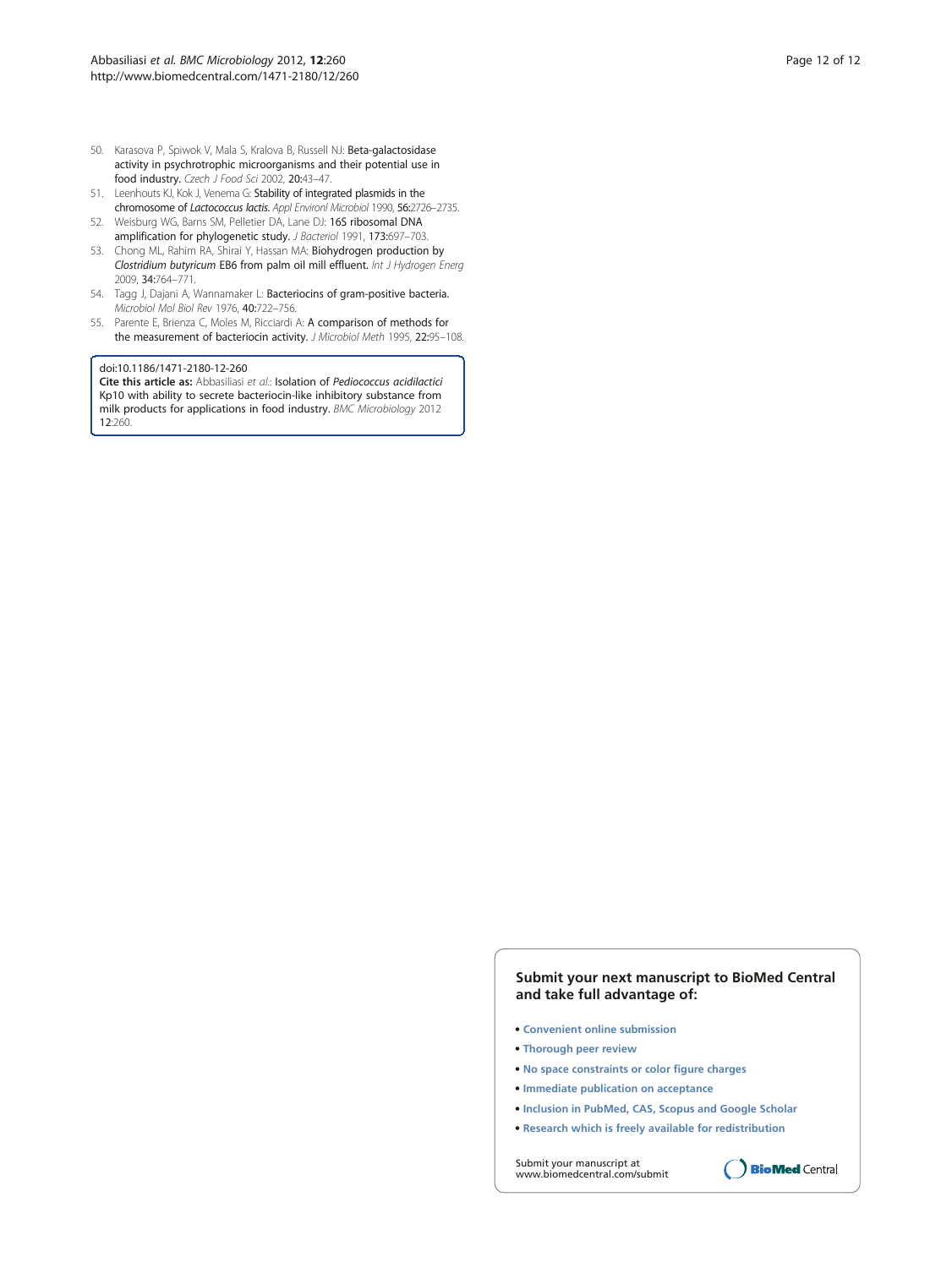50. Karasova P, Spiwok V, Mala S, Kralova B, Russell NJ: **Beta-galactosidase activity in psychrotrophic microorganisms and their potential use in food industry.** *Czech J Food Sci* 2002, **20:**43–47.
51. Leenhouts KJ, Kok J, Venema G: **Stability of integrated plasmids in the chromosome of *Lactococcus lactis*.** *Appl Environl Microbiol* 1990, **56:**2726–2735.
52. Weisburg WG, Barns SM, Pelletier DA, Lane DJ: **16S ribosomal DNA amplification for phylogenetic study.** *J Bacteriol* 1991, **173:**697–703.
53. Chong ML, Rahim RA, Shirai Y, Hassan MA: **Biohydrogen production by *Clostridium butyricum* EB6 from palm oil mill effluent.** *Int J Hydrogen Energ* 2009, **34:**764–771.
54. Tagg J, Dajani A, Wannamaker L: **Bacteriocins of gram-positive bacteria.** *Microbiol Mol Biol Rev* 1976, **40:**722–756.
55. Parente E, Brienza C, Moles M, Ricciardi A: **A comparison of methods for the measurement of bacteriocin activity.** *J Microbiol Meth* 1995, **22:**95–108.

doi:10.1186/1471-2180-12-260
**Cite this article as:** Abbasiliasi *et al.*: Isolation of *Pediococcus acidilactici* Kp10 with ability to secrete bacteriocin-like inhibitory substance from milk products for applications in food industry. *BMC Microbiology* 2012 **12**:260.

**Submit your next manuscript to BioMed Central and take full advantage of:**

- **Convenient online submission**
- **Thorough peer review**
- **No space constraints or color figure charges**
- **Immediate publication on acceptance**
- **Inclusion in PubMed, CAS, Scopus and Google Scholar**
- **Research which is freely available for redistribution**

Submit your manuscript at
www.biomedcentral.com/submit

BioMed Central